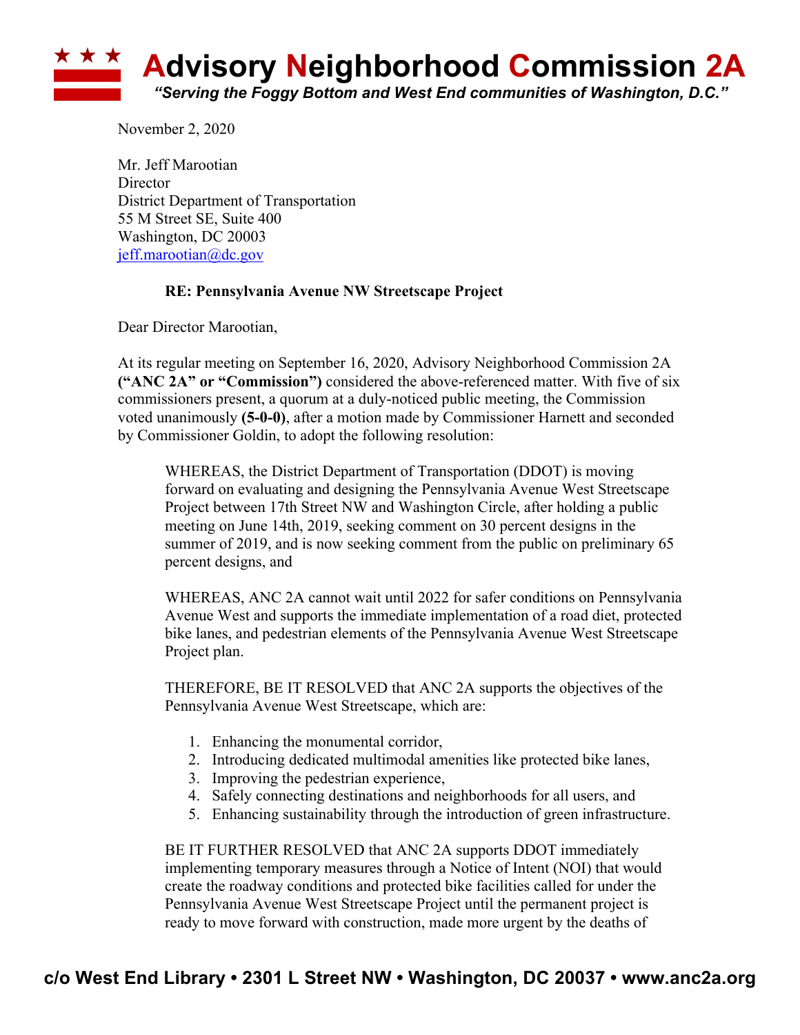# Advisory Neighborhood Commission 2A

*"Serving the Foggy Bottom and West End communities of Washington, D.C."*

November 2, 2020

Mr. Jeff Marootian
Director
District Department of Transportation
55 M Street SE, Suite 400
Washington, DC 20003
jeff.marootian@dc.gov

**RE: Pennsylvania Avenue NW Streetscape Project**

Dear Director Marootian,

At its regular meeting on September 16, 2020, Advisory Neighborhood Commission 2A **("ANC 2A" or "Commission")** considered the above-referenced matter. With five of six commissioners present, a quorum at a duly-noticed public meeting, the Commission voted unanimously **(5-0-0)**, after a motion made by Commissioner Harnett and seconded by Commissioner Goldin, to adopt the following resolution:

> WHEREAS, the District Department of Transportation (DDOT) is moving forward on evaluating and designing the Pennsylvania Avenue West Streetscape Project between 17th Street NW and Washington Circle, after holding a public meeting on June 14th, 2019, seeking comment on 30 percent designs in the summer of 2019, and is now seeking comment from the public on preliminary 65 percent designs, and
>
> WHEREAS, ANC 2A cannot wait until 2022 for safer conditions on Pennsylvania Avenue West and supports the immediate implementation of a road diet, protected bike lanes, and pedestrian elements of the Pennsylvania Avenue West Streetscape Project plan.
>
> THEREFORE, BE IT RESOLVED that ANC 2A supports the objectives of the Pennsylvania Avenue West Streetscape, which are:
>
> 1. Enhancing the monumental corridor,
> 2. Introducing dedicated multimodal amenities like protected bike lanes,
> 3. Improving the pedestrian experience,
> 4. Safely connecting destinations and neighborhoods for all users, and
> 5. Enhancing sustainability through the introduction of green infrastructure.
>
> BE IT FURTHER RESOLVED that ANC 2A supports DDOT immediately implementing temporary measures through a Notice of Intent (NOI) that would create the roadway conditions and protected bike facilities called for under the Pennsylvania Avenue West Streetscape Project until the permanent project is ready to move forward with construction, made more urgent by the deaths of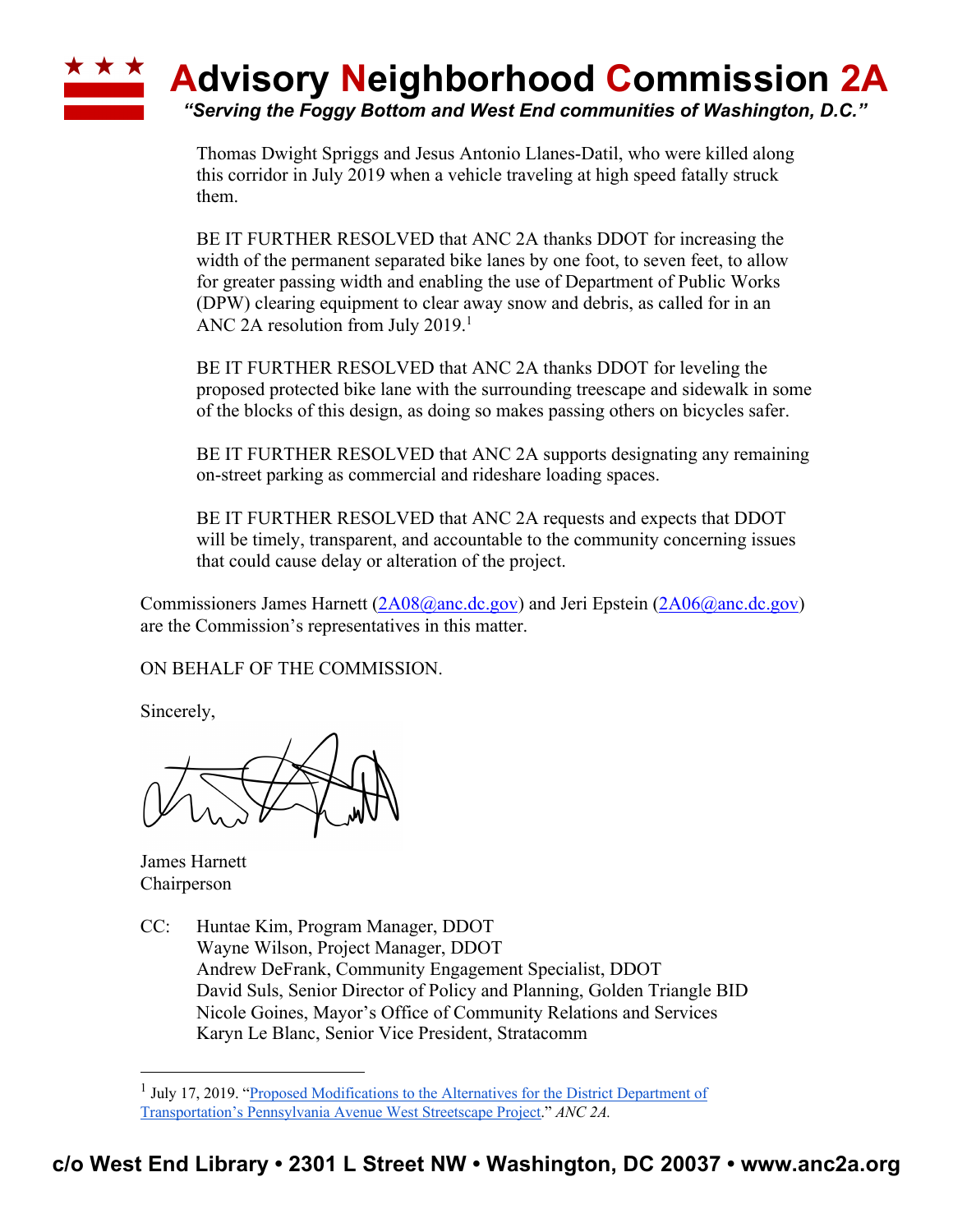Thomas Dwight Spriggs and Jesus Antonio Llanes-Datil, who were killed along this corridor in July 2019 when a vehicle traveling at high speed fatally struck them.

BE IT FURTHER RESOLVED that ANC 2A thanks DDOT for increasing the width of the permanent separated bike lanes by one foot, to seven feet, to allow for greater passing width and enabling the use of Department of Public Works (DPW) clearing equipment to clear away snow and debris, as called for in an ANC 2A resolution from July 2019.[1]

BE IT FURTHER RESOLVED that ANC 2A thanks DDOT for leveling the proposed protected bike lane with the surrounding treescape and sidewalk in some of the blocks of this design, as doing so makes passing others on bicycles safer.

BE IT FURTHER RESOLVED that ANC 2A supports designating any remaining on-street parking as commercial and rideshare loading spaces.

BE IT FURTHER RESOLVED that ANC 2A requests and expects that DDOT will be timely, transparent, and accountable to the community concerning issues that could cause delay or alteration of the project.

Commissioners James Harnett (2A08@anc.dc.gov) and Jeri Epstein (2A06@anc.dc.gov) are the Commission's representatives in this matter.

ON BEHALF OF THE COMMISSION.

Sincerely,

James Harnett
Chairperson

CC: Huntae Kim, Program Manager, DDOT
Wayne Wilson, Project Manager, DDOT
Andrew DeFrank, Community Engagement Specialist, DDOT
David Suls, Senior Director of Policy and Planning, Golden Triangle BID
Nicole Goines, Mayor's Office of Community Relations and Services
Karyn Le Blanc, Senior Vice President, Stratacomm

---

[1] July 17, 2019. "Proposed Modifications to the Alternatives for the District Department of Transportation's Pennsylvania Avenue West Streetscape Project." *ANC 2A.*